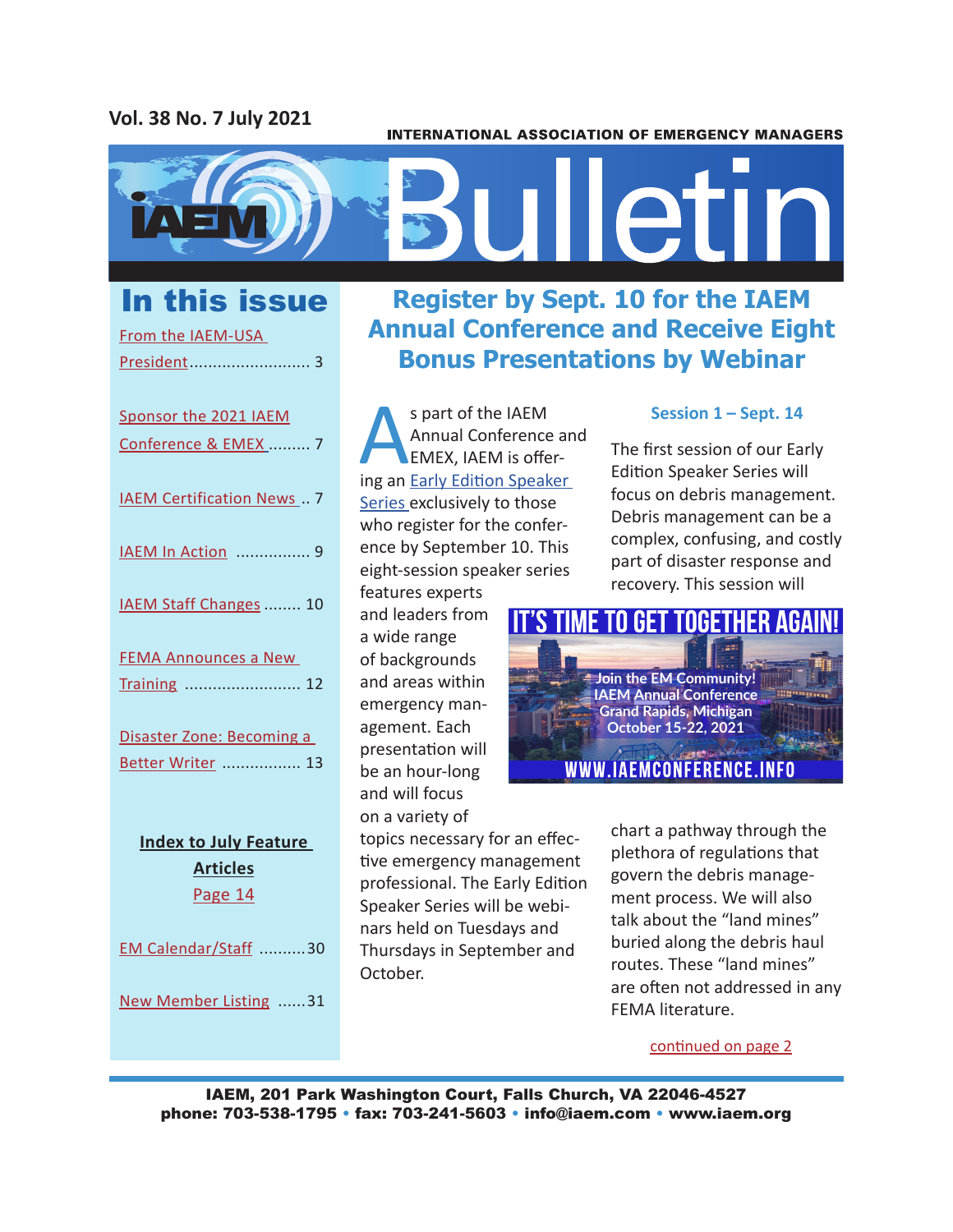Vol. 38 No. 7 July 2021

INTERNATIONAL ASSOCIATION OF EMERGENCY MANAGERS

# IAEM Bulletin

## In this issue

- From the IAEM-USA President .......................... 3
- Sponsor the 2021 IAEM Conference & EMEX ......... 7
- IAEM Certification News .. 7
- IAEM In Action ................ 9
- IAEM Staff Changes ........ 10
- FEMA Announces a New Training ......................... 12
- Disaster Zone: Becoming a Better Writer ................. 13

**Index to July Feature Articles**
Page 14

- EM Calendar/Staff ..........30
- New Member Listing ......31

# Register by Sept. 10 for the IAEM Annual Conference and Receive Eight Bonus Presentations by Webinar

As part of the IAEM Annual Conference and EMEX, IAEM is offering an Early Edition Speaker Series exclusively to those who register for the conference by September 10. This eight-session speaker series features experts and leaders from a wide range of backgrounds and areas within emergency management. Each presentation will be an hour-long and will focus on a variety of topics necessary for an effective emergency management professional. The Early Edition Speaker Series will be webinars held on Tuesdays and Thursdays in September and October.

### Session 1 – Sept. 14

The first session of our Early Edition Speaker Series will focus on debris management. Debris management can be a complex, confusing, and costly part of disaster response and recovery. This session will chart a pathway through the plethora of regulations that govern the debris management process. We will also talk about the "land mines" buried along the debris haul routes. These "land mines" are often not addressed in any FEMA literature.

**IT'S TIME TO GET TOGETHER AGAIN!**
Join the EM Community!
IAEM Annual Conference
Grand Rapids, Michigan
October 15-22, 2021
WWW.IAEMCONFERENCE.INFO

continued on page 2

IAEM, 201 Park Washington Court, Falls Church, VA 22046-4527
phone: 703-538-1795 • fax: 703-241-5603 • info@iaem.com • www.iaem.org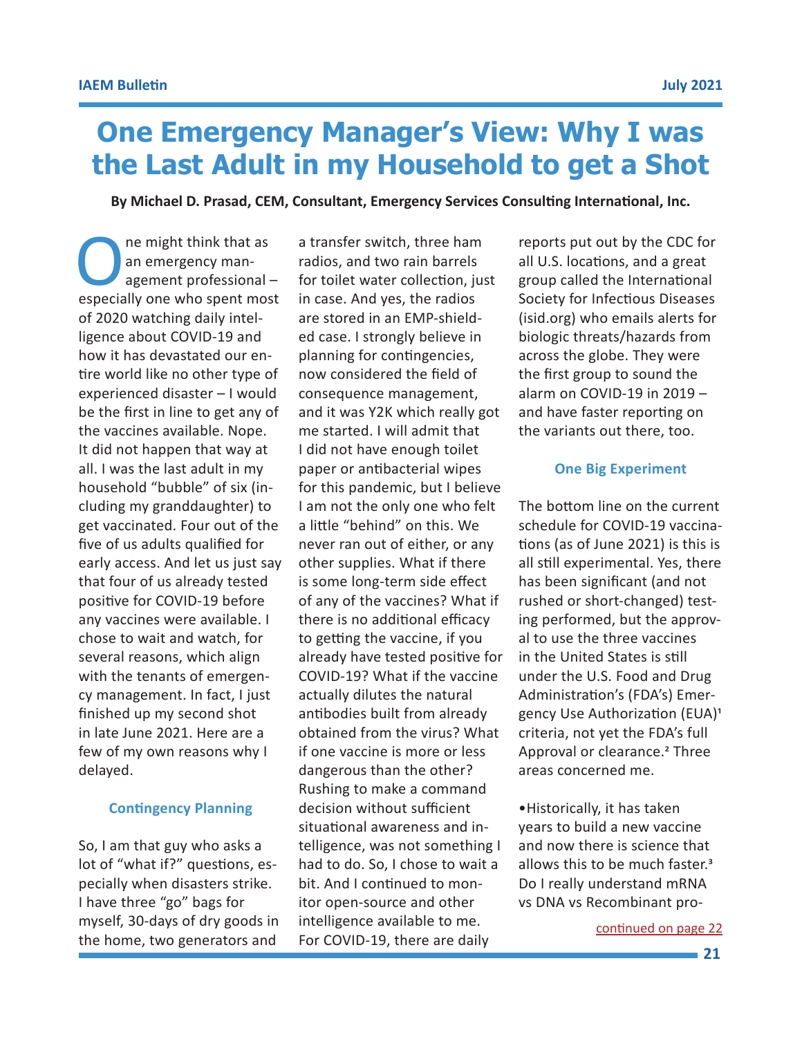# One Emergency Manager's View: Why I was the Last Adult in my Household to get a Shot

**By Michael D. Prasad, CEM, Consultant, Emergency Services Consulting International, Inc.**

One might think that as an emergency management professional – especially one who spent most of 2020 watching daily intelligence about COVID-19 and how it has devastated our entire world like no other type of experienced disaster – I would be the first in line to get any of the vaccines available. Nope. It did not happen that way at all. I was the last adult in my household "bubble" of six (including my granddaughter) to get vaccinated. Four out of the five of us adults qualified for early access. And let us just say that four of us already tested positive for COVID-19 before any vaccines were available. I chose to wait and watch, for several reasons, which align with the tenants of emergency management. In fact, I just finished up my second shot in late June 2021. Here are a few of my own reasons why I delayed.

### Contingency Planning

So, I am that guy who asks a lot of "what if?" questions, especially when disasters strike. I have three "go" bags for myself, 30-days of dry goods in the home, two generators and a transfer switch, three ham radios, and two rain barrels for toilet water collection, just in case. And yes, the radios are stored in an EMP-shielded case. I strongly believe in planning for contingencies, now considered the field of consequence management, and it was Y2K which really got me started. I will admit that I did not have enough toilet paper or antibacterial wipes for this pandemic, but I believe I am not the only one who felt a little "behind" on this. We never ran out of either, or any other supplies. What if there is some long-term side effect of any of the vaccines? What if there is no additional efficacy to getting the vaccine, if you already have tested positive for COVID-19? What if the vaccine actually dilutes the natural antibodies built from already obtained from the virus? What if one vaccine is more or less dangerous than the other? Rushing to make a command decision without sufficient situational awareness and intelligence, was not something I had to do. So, I chose to wait a bit. And I continued to monitor open-source and other intelligence available to me. For COVID-19, there are daily reports put out by the CDC for all U.S. locations, and a great group called the International Society for Infectious Diseases (isid.org) who emails alerts for biologic threats/hazards from across the globe. They were the first group to sound the alarm on COVID-19 in 2019 – and have faster reporting on the variants out there, too.

### One Big Experiment

The bottom line on the current schedule for COVID-19 vaccinations (as of June 2021) is this is all still experimental. Yes, there has been significant (and not rushed or short-changed) testing performed, but the approval to use the three vaccines in the United States is still under the U.S. Food and Drug Administration's (FDA's) Emergency Use Authorization (EUA)[1] criteria, not yet the FDA's full Approval or clearance.[2] Three areas concerned me.

- Historically, it has taken years to build a new vaccine and now there is science that allows this to be much faster.[3] Do I really understand mRNA vs DNA vs Recombinant pro-

continued on page 22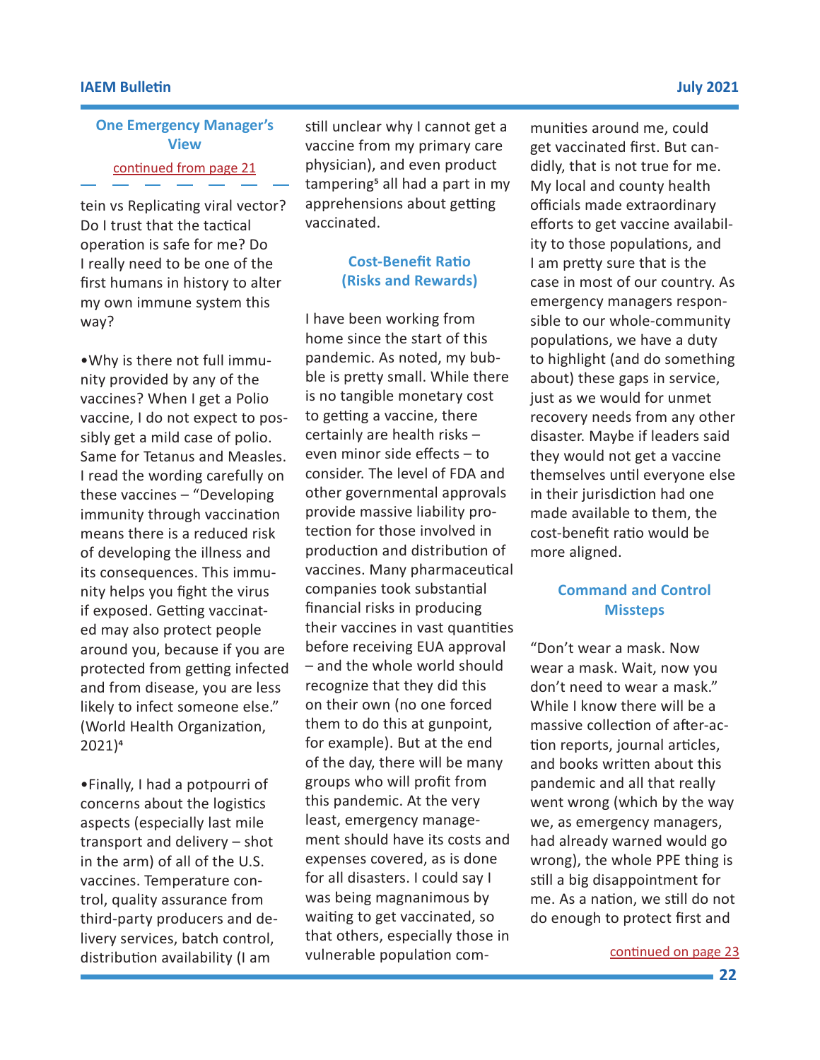## One Emergency Manager's View

continued from page 21

tein vs Replicating viral vector? Do I trust that the tactical operation is safe for me? Do I really need to be one of the first humans in history to alter my own immune system this way?

- Why is there not full immunity provided by any of the vaccines? When I get a Polio vaccine, I do not expect to possibly get a mild case of polio. Same for Tetanus and Measles. I read the wording carefully on these vaccines – "Developing immunity through vaccination means there is a reduced risk of developing the illness and its consequences. This immunity helps you fight the virus if exposed. Getting vaccinated may also protect people around you, because if you are protected from getting infected and from disease, you are less likely to infect someone else." (World Health Organization, 2021)[4]

- Finally, I had a potpourri of concerns about the logistics aspects (especially last mile transport and delivery – shot in the arm) of all of the U.S. vaccines. Temperature control, quality assurance from third-party producers and delivery services, batch control, distribution availability (I am still unclear why I cannot get a vaccine from my primary care physician), and even product tampering[5] all had a part in my apprehensions about getting vaccinated.

### Cost-Benefit Ratio (Risks and Rewards)

I have been working from home since the start of this pandemic. As noted, my bubble is pretty small. While there is no tangible monetary cost to getting a vaccine, there certainly are health risks – even minor side effects – to consider. The level of FDA and other governmental approvals provide massive liability protection for those involved in production and distribution of vaccines. Many pharmaceutical companies took substantial financial risks in producing their vaccines in vast quantities before receiving EUA approval – and the whole world should recognize that they did this on their own (no one forced them to do this at gunpoint, for example). But at the end of the day, there will be many groups who will profit from this pandemic. At the very least, emergency management should have its costs and expenses covered, as is done for all disasters. I could say I was being magnanimous by waiting to get vaccinated, so that others, especially those in vulnerable population communities around me, could get vaccinated first. But candidly, that is not true for me. My local and county health officials made extraordinary efforts to get vaccine availability to those populations, and I am pretty sure that is the case in most of our country. As emergency managers responsible to our whole-community populations, we have a duty to highlight (and do something about) these gaps in service, just as we would for unmet recovery needs from any other disaster. Maybe if leaders said they would not get a vaccine themselves until everyone else in their jurisdiction had one made available to them, the cost-benefit ratio would be more aligned.

### Command and Control Missteps

"Don't wear a mask. Now wear a mask. Wait, now you don't need to wear a mask." While I know there will be a massive collection of after-action reports, journal articles, and books written about this pandemic and all that really went wrong (which by the way we, as emergency managers, had already warned would go wrong), the whole PPE thing is still a big disappointment for me. As a nation, we still do not do enough to protect first and

continued on page 23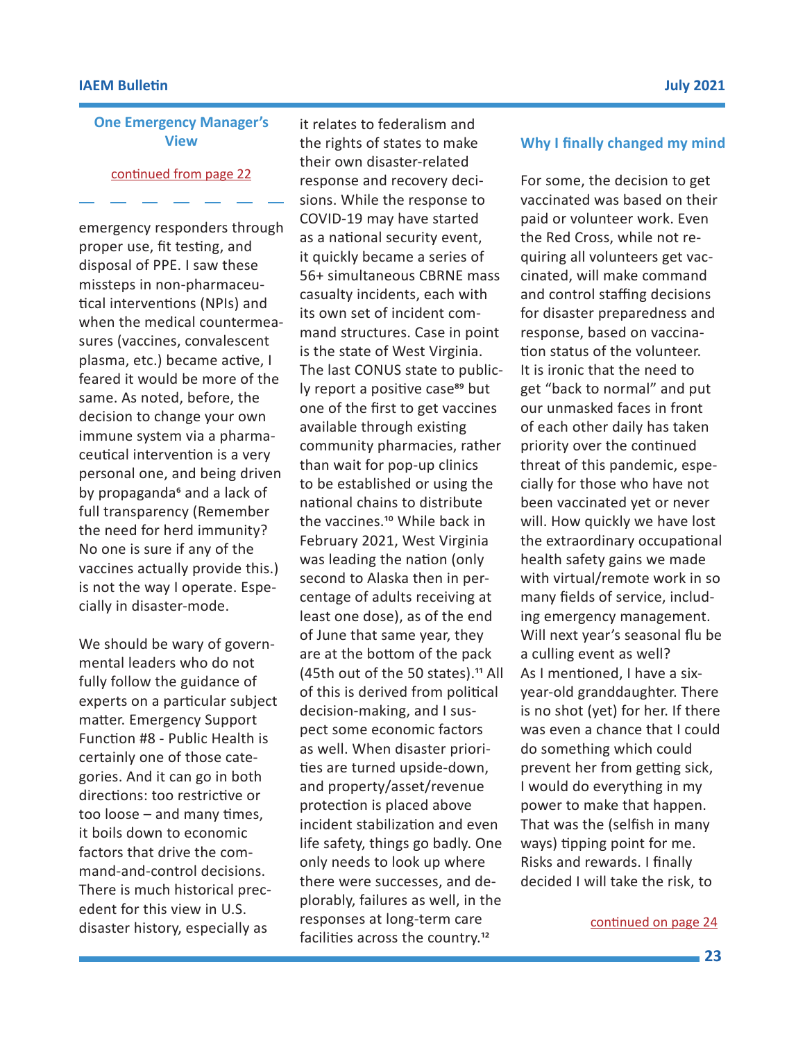## One Emergency Manager's View

continued from page 22

emergency responders through proper use, fit testing, and disposal of PPE. I saw these missteps in non-pharmaceutical interventions (NPIs) and when the medical countermeasures (vaccines, convalescent plasma, etc.) became active, I feared it would be more of the same. As noted, before, the decision to change your own immune system via a pharmaceutical intervention is a very personal one, and being driven by propaganda[6] and a lack of full transparency (Remember the need for herd immunity? No one is sure if any of the vaccines actually provide this.) is not the way I operate. Especially in disaster-mode.

We should be wary of governmental leaders who do not fully follow the guidance of experts on a particular subject matter. Emergency Support Function #8 - Public Health is certainly one of those categories. And it can go in both directions: too restrictive or too loose – and many times, it boils down to economic factors that drive the command-and-control decisions. There is much historical precedent for this view in U.S. disaster history, especially as it relates to federalism and the rights of states to make their own disaster-related response and recovery decisions. While the response to COVID-19 may have started as a national security event, it quickly became a series of 56+ simultaneous CBRNE mass casualty incidents, each with its own set of incident command structures. Case in point is the state of West Virginia. The last CONUS state to publicly report a positive case[89] but one of the first to get vaccines available through existing community pharmacies, rather than wait for pop-up clinics to be established or using the national chains to distribute the vaccines.[10] While back in February 2021, West Virginia was leading the nation (only second to Alaska then in percentage of adults receiving at least one dose), as of the end of June that same year, they are at the bottom of the pack (45th out of the 50 states).[11] All of this is derived from political decision-making, and I suspect some economic factors as well. When disaster priorities are turned upside-down, and property/asset/revenue protection is placed above incident stabilization and even life safety, things go badly. One only needs to look up where there were successes, and deplorably, failures as well, in the responses at long-term care facilities across the country.[12]

### Why I finally changed my mind

For some, the decision to get vaccinated was based on their paid or volunteer work. Even the Red Cross, while not requiring all volunteers get vaccinated, will make command and control staffing decisions for disaster preparedness and response, based on vaccination status of the volunteer. It is ironic that the need to get "back to normal" and put our unmasked faces in front of each other daily has taken priority over the continued threat of this pandemic, especially for those who have not been vaccinated yet or never will. How quickly we have lost the extraordinary occupational health safety gains we made with virtual/remote work in so many fields of service, including emergency management. Will next year's seasonal flu be a culling event as well?
As I mentioned, I have a six-year-old granddaughter. There is no shot (yet) for her. If there was even a chance that I could do something which could prevent her from getting sick, I would do everything in my power to make that happen. That was the (selfish in many ways) tipping point for me. Risks and rewards. I finally decided I will take the risk, to

continued on page 24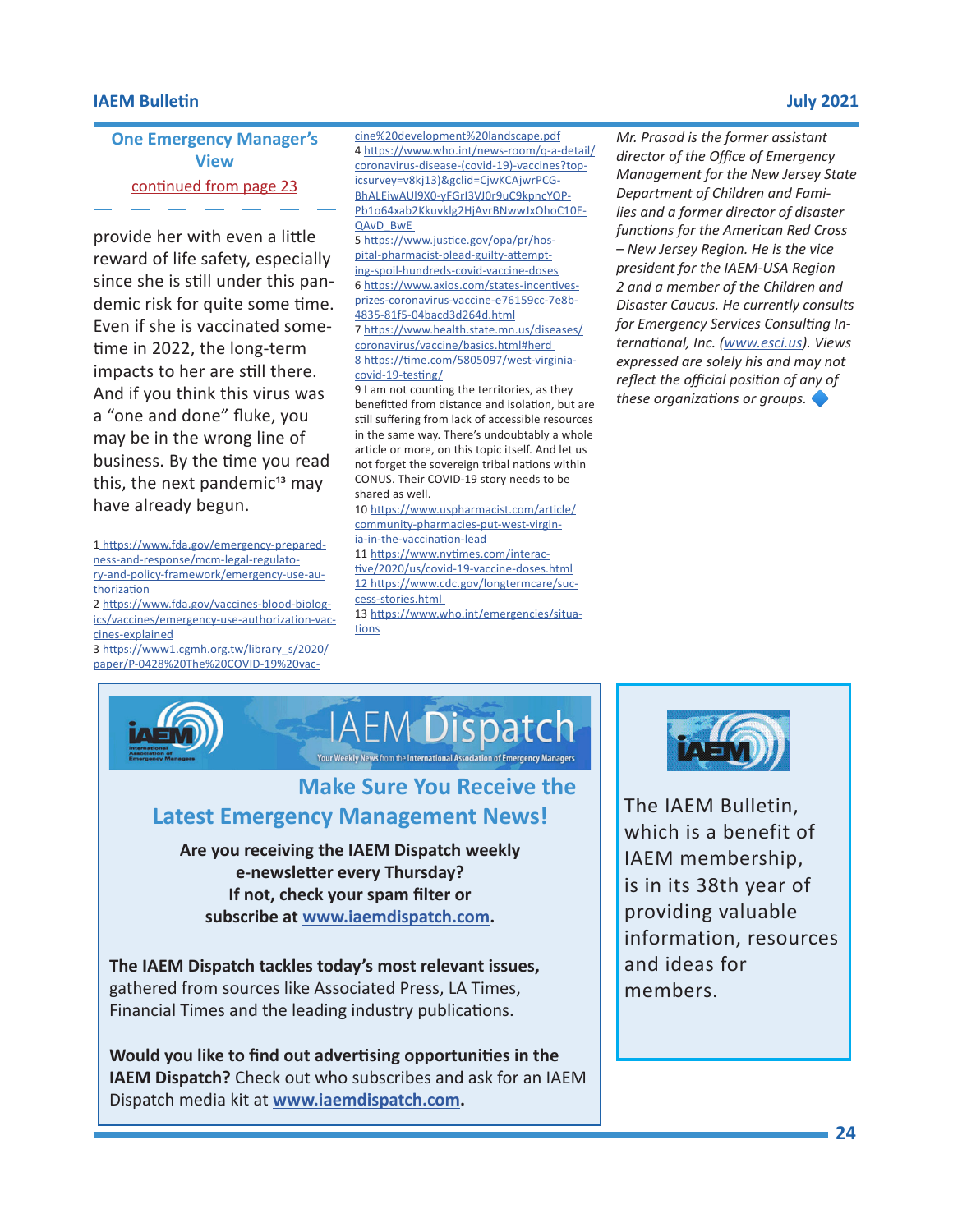## One Emergency Manager's View

continued from page 23

provide her with even a little reward of life safety, especially since she is still under this pandemic risk for quite some time. Even if she is vaccinated sometime in 2022, the long-term impacts to her are still there. And if you think this virus was a "one and done" fluke, you may be in the wrong line of business. By the time you read this, the next pandemic[13] may have already begun.

1 https://www.fda.gov/emergency-preparedness-and-response/mcm-legal-regulatory-and-policy-framework/emergency-use-authorization

2 https://www.fda.gov/vaccines-blood-biologics/vaccines/emergency-use-authorization-vaccines-explained

3 https://www1.cgmh.org.tw/library_s/2020/paper/P-0428%20The%20COVID-19%20vaccine%20development%20landscape.pdf

4 https://www.who.int/news-room/q-a-detail/coronavirus-disease-(covid-19)-vaccines?topicsurvey=v8kj13)&gclid=CjwKCAjwrPCGBhALEiwAUl9X0-yFGrI3VJ0r9uC9kpncYQPPb1o64xab2Kkuvklg2HjAvrBNwwJxOhoC10EQAvD_BwE

5 https://www.justice.gov/opa/pr/hospital-pharmacist-plead-guilty-attempting-spoil-hundreds-covid-vaccine-doses

6 https://www.axios.com/states-incentives-prizes-coronavirus-vaccine-e76159cc-7e8b-4835-81f5-04bacd3d264d.html

7 https://www.health.state.mn.us/diseases/coronavirus/vaccine/basics.html#herd

8 https://time.com/5805097/west-virginia-covid-19-testing/

9 I am not counting the territories, as they benefitted from distance and isolation, but are still suffering from lack of accessible resources in the same way. There's undoubtably a whole article or more, on this topic itself. And let us not forget the sovereign tribal nations within CONUS. Their COVID-19 story needs to be shared as well.

10 https://www.uspharmacist.com/article/community-pharmacies-put-west-virginia-in-the-vaccination-lead

11 https://www.nytimes.com/interactive/2020/us/covid-19-vaccine-doses.html

12 https://www.cdc.gov/longtermcare/success-stories.html

13 https://www.who.int/emergencies/situations

*Mr. Prasad is the former assistant director of the Office of Emergency Management for the New Jersey State Department of Children and Families and a former director of disaster functions for the American Red Cross – New Jersey Region. He is the vice president for the IAEM-USA Region 2 and a member of the Children and Disaster Caucus. He currently consults for Emergency Services Consulting International, Inc. (www.esci.us). Views expressed are solely his and may not reflect the official position of any of these organizations or groups.*

---

IAEM Dispatch — Your Weekly News from the International Association of Emergency Managers

### Make Sure You Receive the Latest Emergency Management News!

**Are you receiving the IAEM Dispatch weekly e-newsletter every Thursday? If not, check your spam filter or subscribe at www.iaemdispatch.com.**

**The IAEM Dispatch tackles today's most relevant issues,** gathered from sources like Associated Press, LA Times, Financial Times and the leading industry publications.

**Would you like to find out advertising opportunities in the IAEM Dispatch?** Check out who subscribes and ask for an IAEM Dispatch media kit at **www.iaemdispatch.com.**

---

The IAEM Bulletin, which is a benefit of IAEM membership, is in its 38th year of providing valuable information, resources and ideas for members.